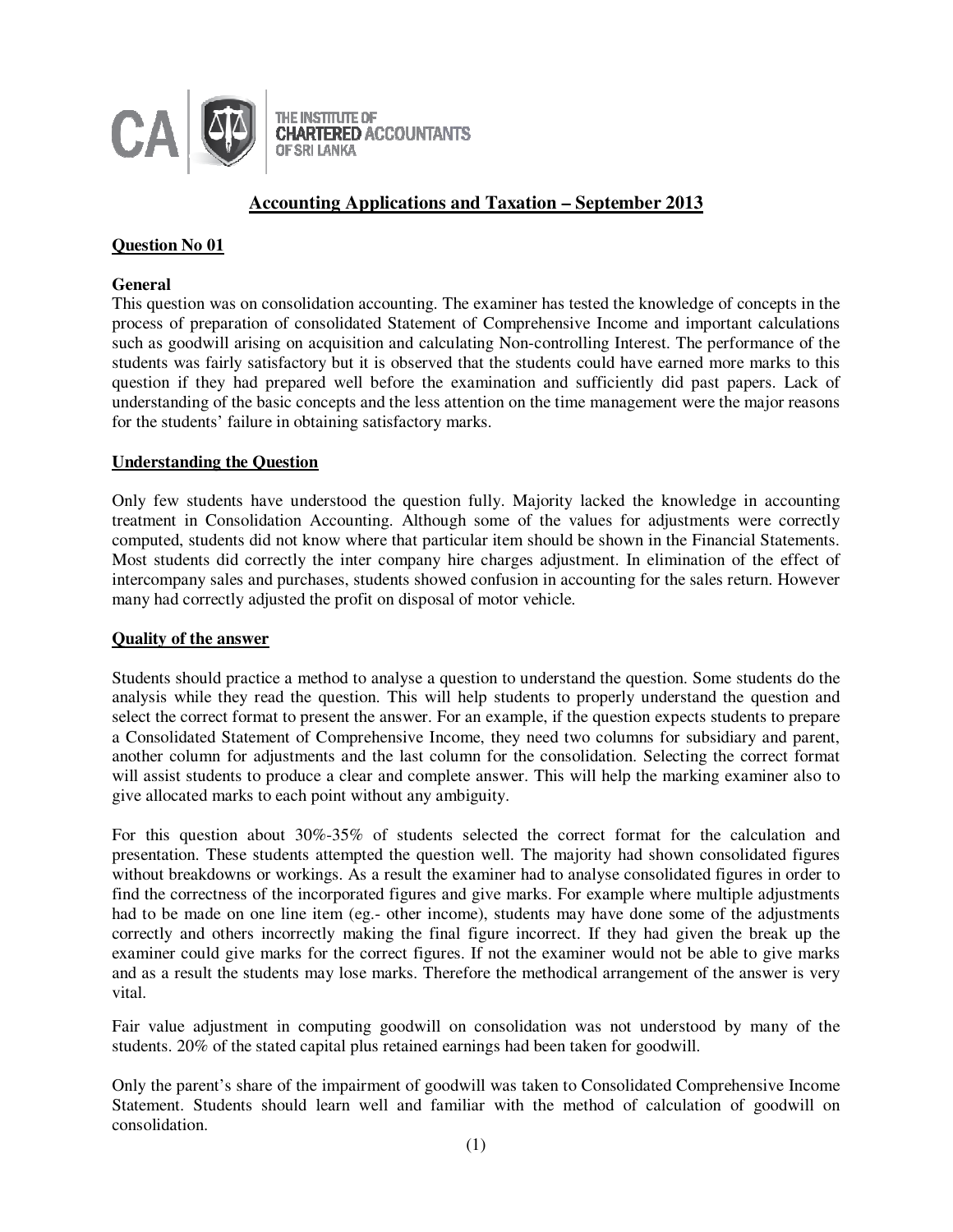THE INSTITUTE OF CHARTERED ACCOUNTANTS OF SRI LANKA

# Accounting Applications and Taxation – September 2013

## Question No 01

**General**

This question was on consolidation accounting. The examiner has tested the knowledge of concepts in the process of preparation of consolidated Statement of Comprehensive Income and important calculations such as goodwill arising on acquisition and calculating Non-controlling Interest. The performance of the students was fairly satisfactory but it is observed that the students could have earned more marks to this question if they had prepared well before the examination and sufficiently did past papers. Lack of understanding of the basic concepts and the less attention on the time management were the major reasons for the students' failure in obtaining satisfactory marks.

**Understanding the Question**

Only few students have understood the question fully. Majority lacked the knowledge in accounting treatment in Consolidation Accounting. Although some of the values for adjustments were correctly computed, students did not know where that particular item should be shown in the Financial Statements. Most students did correctly the inter company hire charges adjustment. In elimination of the effect of intercompany sales and purchases, students showed confusion in accounting for the sales return. However many had correctly adjusted the profit on disposal of motor vehicle.

**Quality of the answer**

Students should practice a method to analyse a question to understand the question. Some students do the analysis while they read the question. This will help students to properly understand the question and select the correct format to present the answer. For an example, if the question expects students to prepare a Consolidated Statement of Comprehensive Income, they need two columns for subsidiary and parent, another column for adjustments and the last column for the consolidation. Selecting the correct format will assist students to produce a clear and complete answer. This will help the marking examiner also to give allocated marks to each point without any ambiguity.

For this question about 30%-35% of students selected the correct format for the calculation and presentation. These students attempted the question well. The majority had shown consolidated figures without breakdowns or workings. As a result the examiner had to analyse consolidated figures in order to find the correctness of the incorporated figures and give marks. For example where multiple adjustments had to be made on one line item (eg.- other income), students may have done some of the adjustments correctly and others incorrectly making the final figure incorrect. If they had given the break up the examiner could give marks for the correct figures. If not the examiner would not be able to give marks and as a result the students may lose marks. Therefore the methodical arrangement of the answer is very vital.

Fair value adjustment in computing goodwill on consolidation was not understood by many of the students. 20% of the stated capital plus retained earnings had been taken for goodwill.

Only the parent's share of the impairment of goodwill was taken to Consolidated Comprehensive Income Statement. Students should learn well and familiar with the method of calculation of goodwill on consolidation.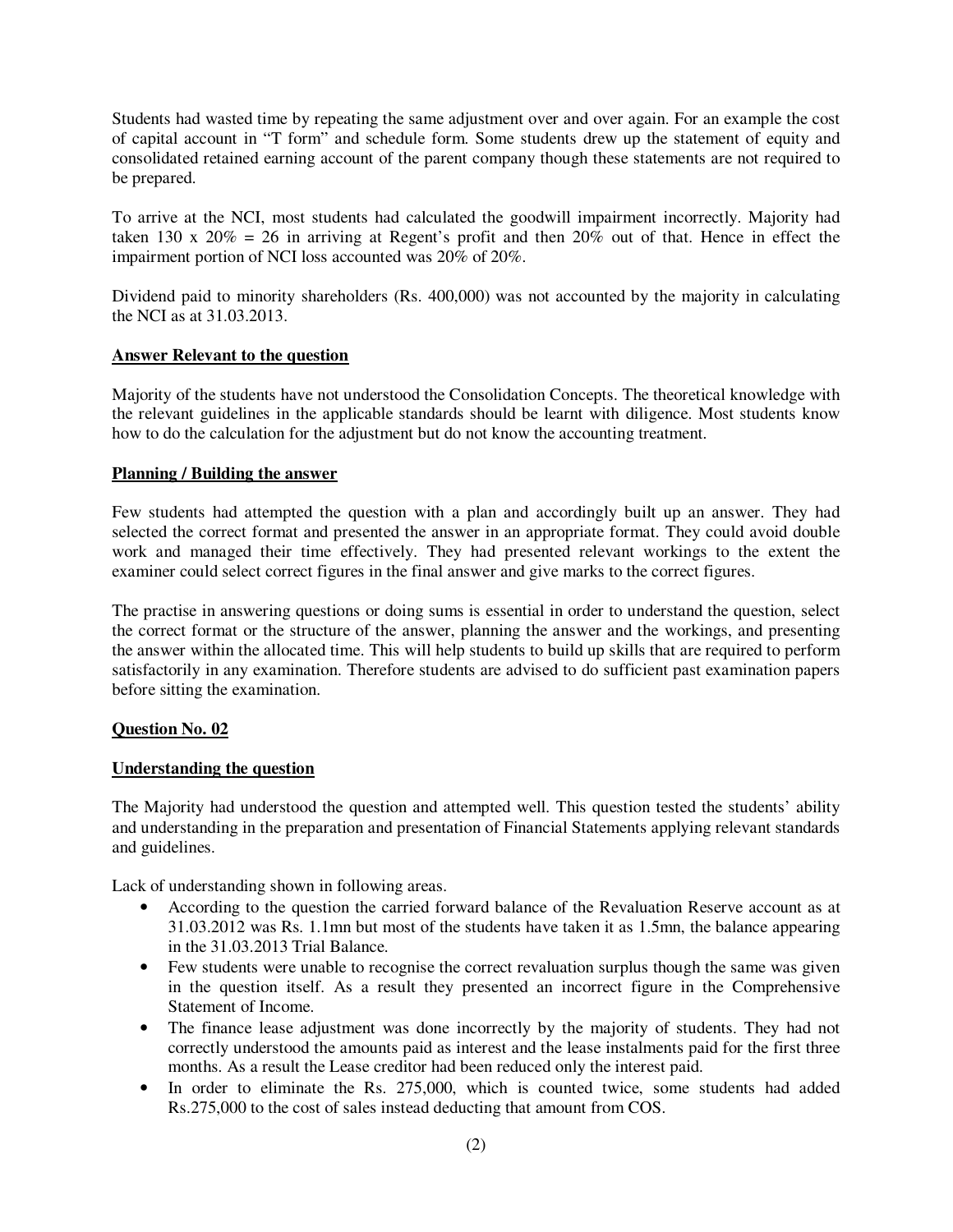Students had wasted time by repeating the same adjustment over and over again. For an example the cost of capital account in "T form" and schedule form. Some students drew up the statement of equity and consolidated retained earning account of the parent company though these statements are not required to be prepared.

To arrive at the NCI, most students had calculated the goodwill impairment incorrectly. Majority had taken 130 x 20% = 26 in arriving at Regent's profit and then 20% out of that. Hence in effect the impairment portion of NCI loss accounted was 20% of 20%.

Dividend paid to minority shareholders (Rs. 400,000) was not accounted by the majority in calculating the NCI as at 31.03.2013.

**Answer Relevant to the question**

Majority of the students have not understood the Consolidation Concepts. The theoretical knowledge with the relevant guidelines in the applicable standards should be learnt with diligence. Most students know how to do the calculation for the adjustment but do not know the accounting treatment.

**Planning / Building the answer**

Few students had attempted the question with a plan and accordingly built up an answer. They had selected the correct format and presented the answer in an appropriate format. They could avoid double work and managed their time effectively. They had presented relevant workings to the extent the examiner could select correct figures in the final answer and give marks to the correct figures.

The practise in answering questions or doing sums is essential in order to understand the question, select the correct format or the structure of the answer, planning the answer and the workings, and presenting the answer within the allocated time. This will help students to build up skills that are required to perform satisfactorily in any examination. Therefore students are advised to do sufficient past examination papers before sitting the examination.

**Question No. 02**

**Understanding the question**

The Majority had understood the question and attempted well. This question tested the students' ability and understanding in the preparation and presentation of Financial Statements applying relevant standards and guidelines.

Lack of understanding shown in following areas.

- According to the question the carried forward balance of the Revaluation Reserve account as at 31.03.2012 was Rs. 1.1mn but most of the students have taken it as 1.5mn, the balance appearing in the 31.03.2013 Trial Balance.
- Few students were unable to recognise the correct revaluation surplus though the same was given in the question itself. As a result they presented an incorrect figure in the Comprehensive Statement of Income.
- The finance lease adjustment was done incorrectly by the majority of students. They had not correctly understood the amounts paid as interest and the lease instalments paid for the first three months. As a result the Lease creditor had been reduced only the interest paid.
- In order to eliminate the Rs. 275,000, which is counted twice, some students had added Rs.275,000 to the cost of sales instead deducting that amount from COS.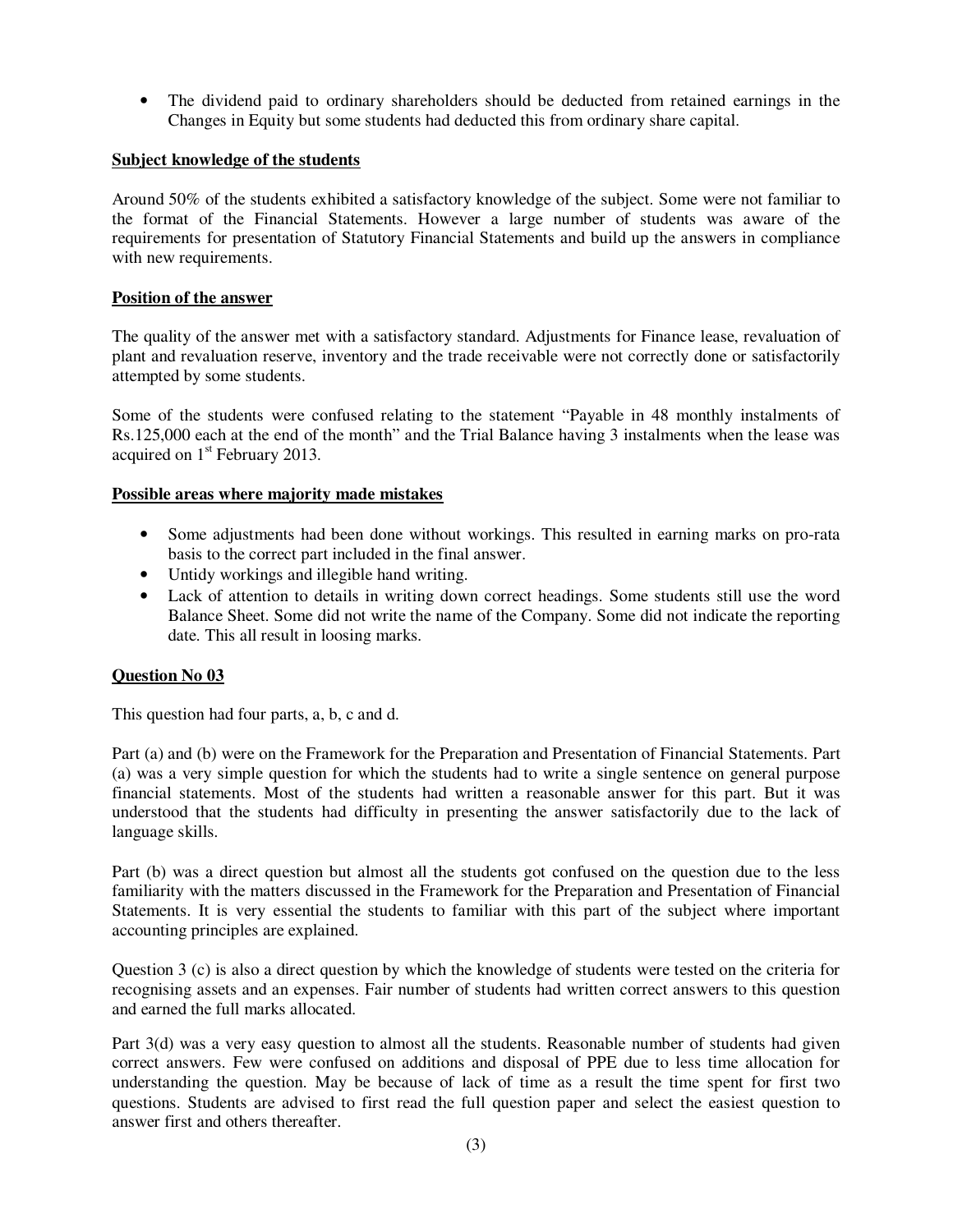- The dividend paid to ordinary shareholders should be deducted from retained earnings in the Changes in Equity but some students had deducted this from ordinary share capital.

**Subject knowledge of the students**

Around 50% of the students exhibited a satisfactory knowledge of the subject. Some were not familiar to the format of the Financial Statements. However a large number of students was aware of the requirements for presentation of Statutory Financial Statements and build up the answers in compliance with new requirements.

**Position of the answer**

The quality of the answer met with a satisfactory standard. Adjustments for Finance lease, revaluation of plant and revaluation reserve, inventory and the trade receivable were not correctly done or satisfactorily attempted by some students.

Some of the students were confused relating to the statement "Payable in 48 monthly instalments of Rs.125,000 each at the end of the month" and the Trial Balance having 3 instalments when the lease was acquired on 1st February 2013.

**Possible areas where majority made mistakes**

- Some adjustments had been done without workings. This resulted in earning marks on pro-rata basis to the correct part included in the final answer.
- Untidy workings and illegible hand writing.
- Lack of attention to details in writing down correct headings. Some students still use the word Balance Sheet. Some did not write the name of the Company. Some did not indicate the reporting date. This all result in loosing marks.

**Question No 03**

This question had four parts, a, b, c and d.

Part (a) and (b) were on the Framework for the Preparation and Presentation of Financial Statements. Part (a) was a very simple question for which the students had to write a single sentence on general purpose financial statements. Most of the students had written a reasonable answer for this part. But it was understood that the students had difficulty in presenting the answer satisfactorily due to the lack of language skills.

Part (b) was a direct question but almost all the students got confused on the question due to the less familiarity with the matters discussed in the Framework for the Preparation and Presentation of Financial Statements. It is very essential the students to familiar with this part of the subject where important accounting principles are explained.

Question 3 (c) is also a direct question by which the knowledge of students were tested on the criteria for recognising assets and an expenses. Fair number of students had written correct answers to this question and earned the full marks allocated.

Part 3(d) was a very easy question to almost all the students. Reasonable number of students had given correct answers. Few were confused on additions and disposal of PPE due to less time allocation for understanding the question. May be because of lack of time as a result the time spent for first two questions. Students are advised to first read the full question paper and select the easiest question to answer first and others thereafter.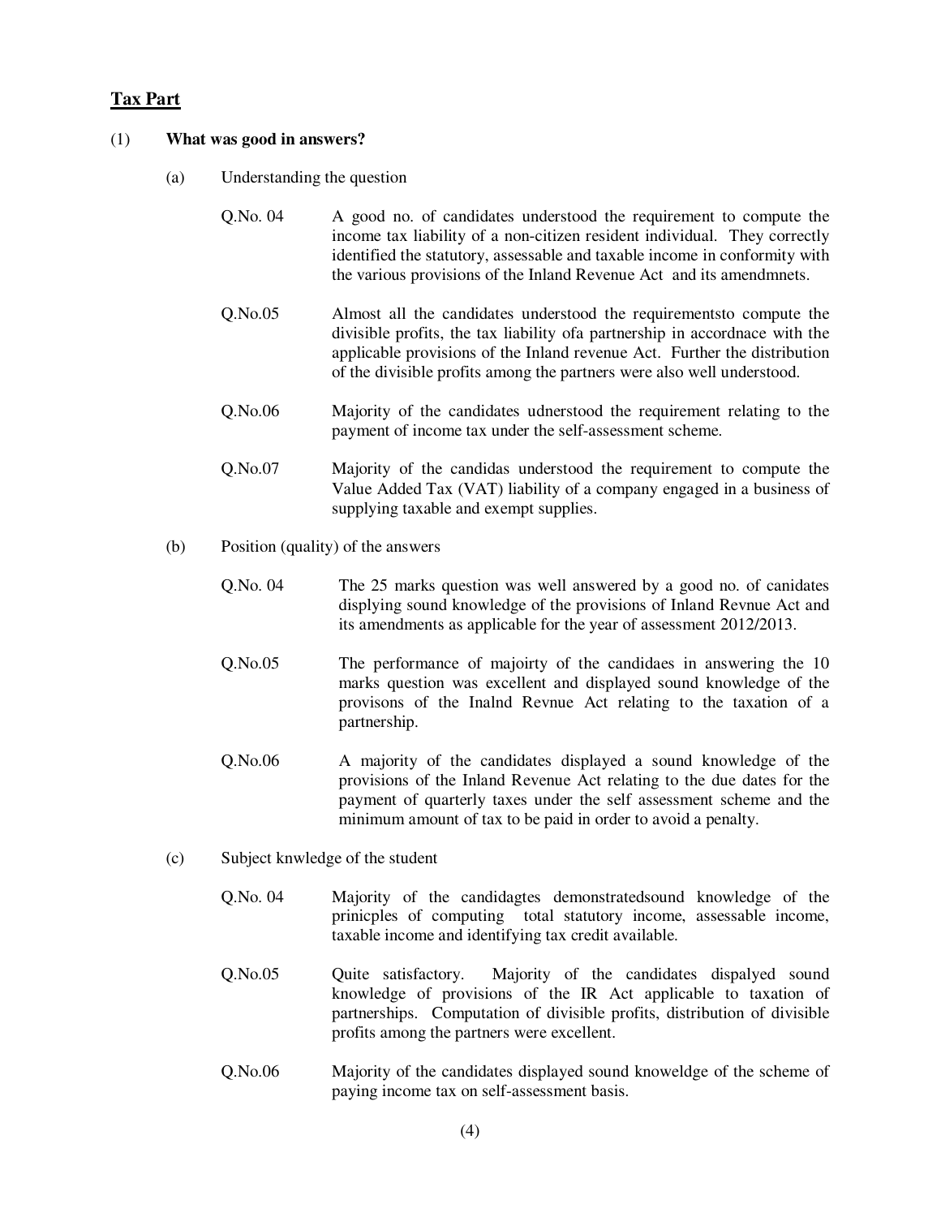## Tax Part

(1) **What was good in answers?**

(a) Understanding the question

Q.No. 04 — A good no. of candidates understood the requirement to compute the income tax liability of a non-citizen resident individual. They correctly identified the statutory, assessable and taxable income in conformity with the various provisions of the Inland Revenue Act and its amendmnets.

Q.No.05 — Almost all the candidates understood the requirementsto compute the divisible profits, the tax liability ofa partnership in accordnace with the applicable provisions of the Inland revenue Act. Further the distribution of the divisible profits among the partners were also well understood.

Q.No.06 — Majority of the candidates udnerstood the requirement relating to the payment of income tax under the self-assessment scheme.

Q.No.07 — Majority of the candidas understood the requirement to compute the Value Added Tax (VAT) liability of a company engaged in a business of supplying taxable and exempt supplies.

(b) Position (quality) of the answers

Q.No. 04 — The 25 marks question was well answered by a good no. of canidates displying sound knowledge of the provisions of Inland Revnue Act and its amendments as applicable for the year of assessment 2012/2013.

Q.No.05 — The performance of majoirty of the candidaes in answering the 10 marks question was excellent and displayed sound knowledge of the provisons of the Inalnd Revnue Act relating to the taxation of a partnership.

Q.No.06 — A majority of the candidates displayed a sound knowledge of the provisions of the Inland Revenue Act relating to the due dates for the payment of quarterly taxes under the self assessment scheme and the minimum amount of tax to be paid in order to avoid a penalty.

(c) Subject knwledge of the student

Q.No. 04 — Majority of the candidagtes demonstratedsound knowledge of the prinicples of computing total statutory income, assessable income, taxable income and identifying tax credit available.

Q.No.05 — Quite satisfactory. Majority of the candidates dispalyed sound knowledge of provisions of the IR Act applicable to taxation of partnerships. Computation of divisible profits, distribution of divisible profits among the partners were excellent.

Q.No.06 — Majority of the candidates displayed sound knoweldge of the scheme of paying income tax on self-assessment basis.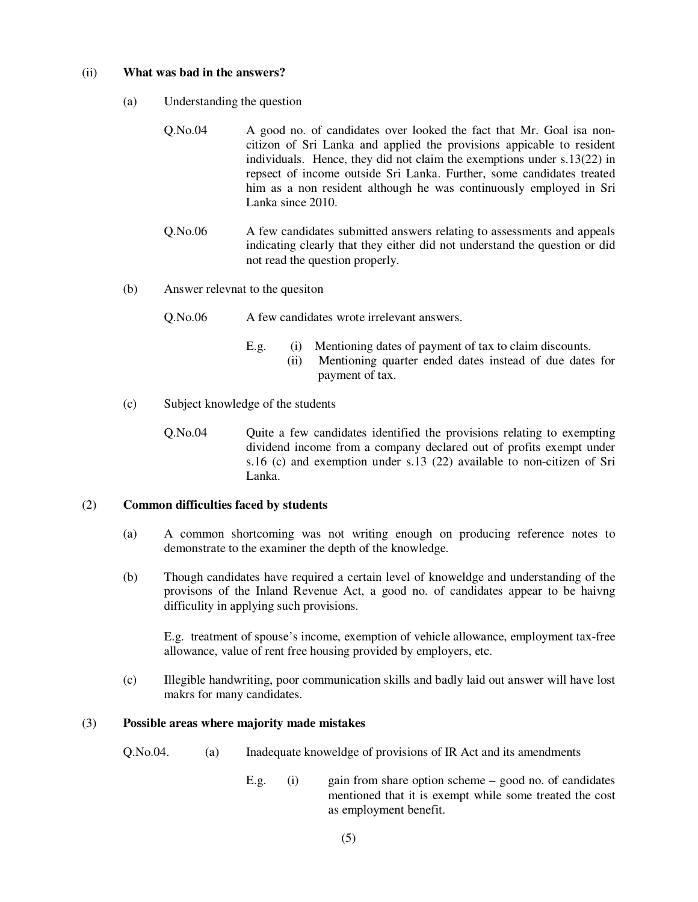(ii) **What was bad in the answers?**

(a) Understanding the question

Q.No.04 A good no. of candidates over looked the fact that Mr. Goal isa non-citizon of Sri Lanka and applied the provisions appicable to resident individuals. Hence, they did not claim the exemptions under s.13(22) in repsect of income outside Sri Lanka. Further, some candidates treated him as a non resident although he was continuously employed in Sri Lanka since 2010.

Q.No.06 A few candidates submitted answers relating to assessments and appeals indicating clearly that they either did not understand the question or did not read the question properly.

(b) Answer relevnat to the quesiton

Q.No.06 A few candidates wrote irrelevant answers.

E.g. (i) Mentioning dates of payment of tax to claim discounts.
(ii) Mentioning quarter ended dates instead of due dates for payment of tax.

(c) Subject knowledge of the students

Q.No.04 Quite a few candidates identified the provisions relating to exempting dividend income from a company declared out of profits exempt under s.16 (c) and exemption under s.13 (22) available to non-citizen of Sri Lanka.

(2) **Common difficulties faced by students**

(a) A common shortcoming was not writing enough on producing reference notes to demonstrate to the examiner the depth of the knowledge.

(b) Though candidates have required a certain level of knoweldge and understanding of the provisons of the Inland Revenue Act, a good no. of candidates appear to be haivng difficulity in applying such provisions.

E.g. treatment of spouse's income, exemption of vehicle allowance, employment tax-free allowance, value of rent free housing provided by employers, etc.

(c) Illegible handwriting, poor communication skills and badly laid out answer will have lost makrs for many candidates.

(3) **Possible areas where majority made mistakes**

Q.No.04. (a) Inadequate knoweldge of provisions of IR Act and its amendments

E.g. (i) gain from share option scheme – good no. of candidates mentioned that it is exempt while some treated the cost as employment benefit.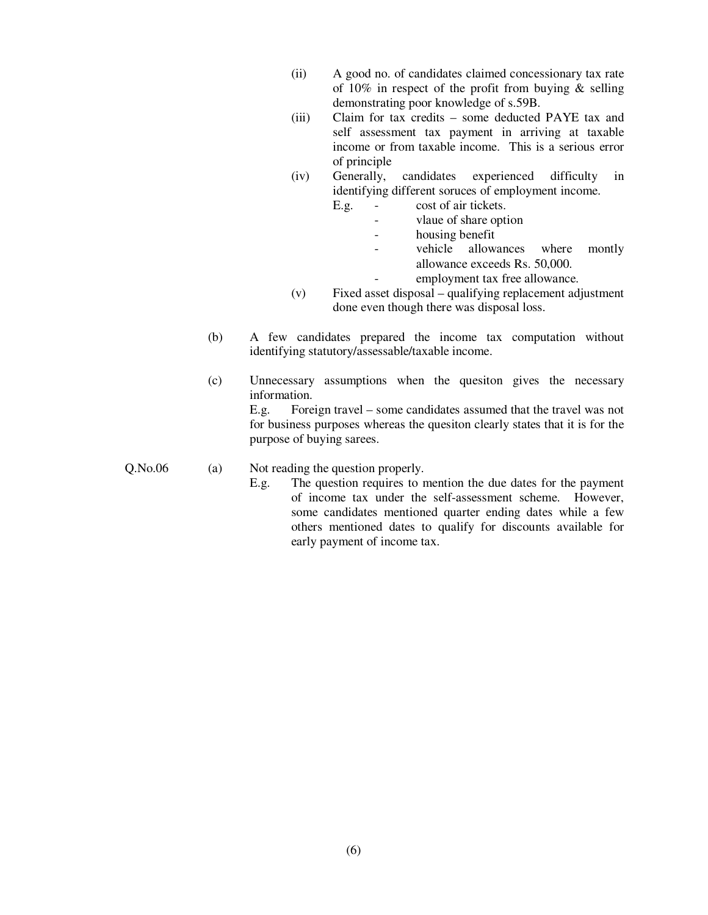(ii) A good no. of candidates claimed concessionary tax rate of 10% in respect of the profit from buying & selling demonstrating poor knowledge of s.59B.

(iii) Claim for tax credits – some deducted PAYE tax and self assessment tax payment in arriving at taxable income or from taxable income. This is a serious error of principle

(iv) Generally, candidates experienced difficulty in identifying different soruces of employment income.

E.g.
- cost of air tickets.
- vlaue of share option
- housing benefit
- vehicle allowances where montly allowance exceeds Rs. 50,000.
- employment tax free allowance.

(v) Fixed asset disposal – qualifying replacement adjustment done even though there was disposal loss.

(b) A few candidates prepared the income tax computation without identifying statutory/assessable/taxable income.

(c) Unnecessary assumptions when the quesiton gives the necessary information.

E.g. Foreign travel – some candidates assumed that the travel was not for business purposes whereas the quesiton clearly states that it is for the purpose of buying sarees.

Q.No.06 (a) Not reading the question properly.

E.g. The question requires to mention the due dates for the payment of income tax under the self-assessment scheme. However, some candidates mentioned quarter ending dates while a few others mentioned dates to qualify for discounts available for early payment of income tax.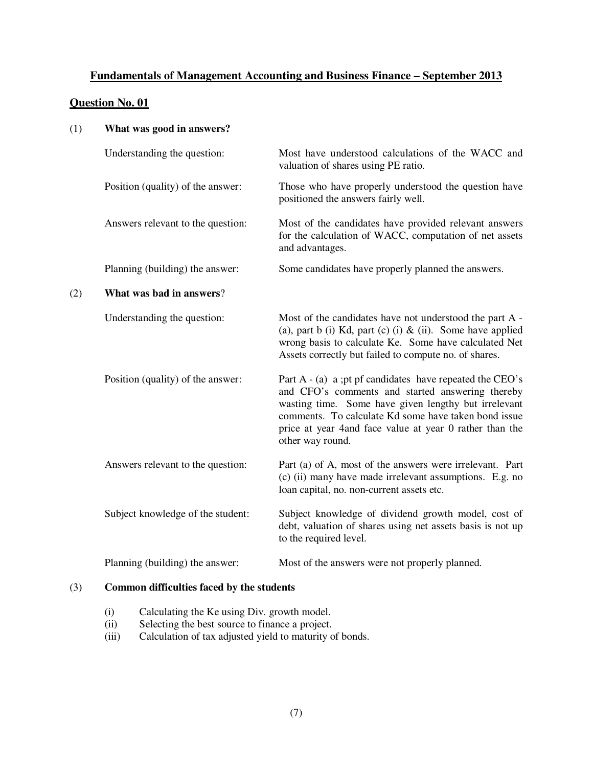## Fundamentals of Management Accounting and Business Finance – September 2013

### Question No. 01

(1) **What was good in answers?**

| | |
|---|---|
| Understanding the question: | Most have understood calculations of the WACC and valuation of shares using PE ratio. |
| Position (quality) of the answer: | Those who have properly understood the question have positioned the answers fairly well. |
| Answers relevant to the question: | Most of the candidates have provided relevant answers for the calculation of WACC, computation of net assets and advantages. |
| Planning (building) the answer: | Some candidates have properly planned the answers. |

(2) **What was bad in answers**?

| | |
|---|---|
| Understanding the question: | Most of the candidates have not understood the part A - (a), part b (i) Kd, part (c) (i) & (ii). Some have applied wrong basis to calculate Ke. Some have calculated Net Assets correctly but failed to compute no. of shares. |
| Position (quality) of the answer: | Part A - (a) a ;pt pf candidates have repeated the CEO's and CFO's comments and started answering thereby wasting time. Some have given lengthy but irrelevant comments. To calculate Kd some have taken bond issue price at year 4and face value at year 0 rather than the other way round. |
| Answers relevant to the question: | Part (a) of A, most of the answers were irrelevant. Part (c) (ii) many have made irrelevant assumptions. E.g. no loan capital, no. non-current assets etc. |
| Subject knowledge of the student: | Subject knowledge of dividend growth model, cost of debt, valuation of shares using net assets basis is not up to the required level. |
| Planning (building) the answer: | Most of the answers were not properly planned. |

(3) **Common difficulties faced by the students**

(i) Calculating the Ke using Div. growth model.
(ii) Selecting the best source to finance a project.
(iii) Calculation of tax adjusted yield to maturity of bonds.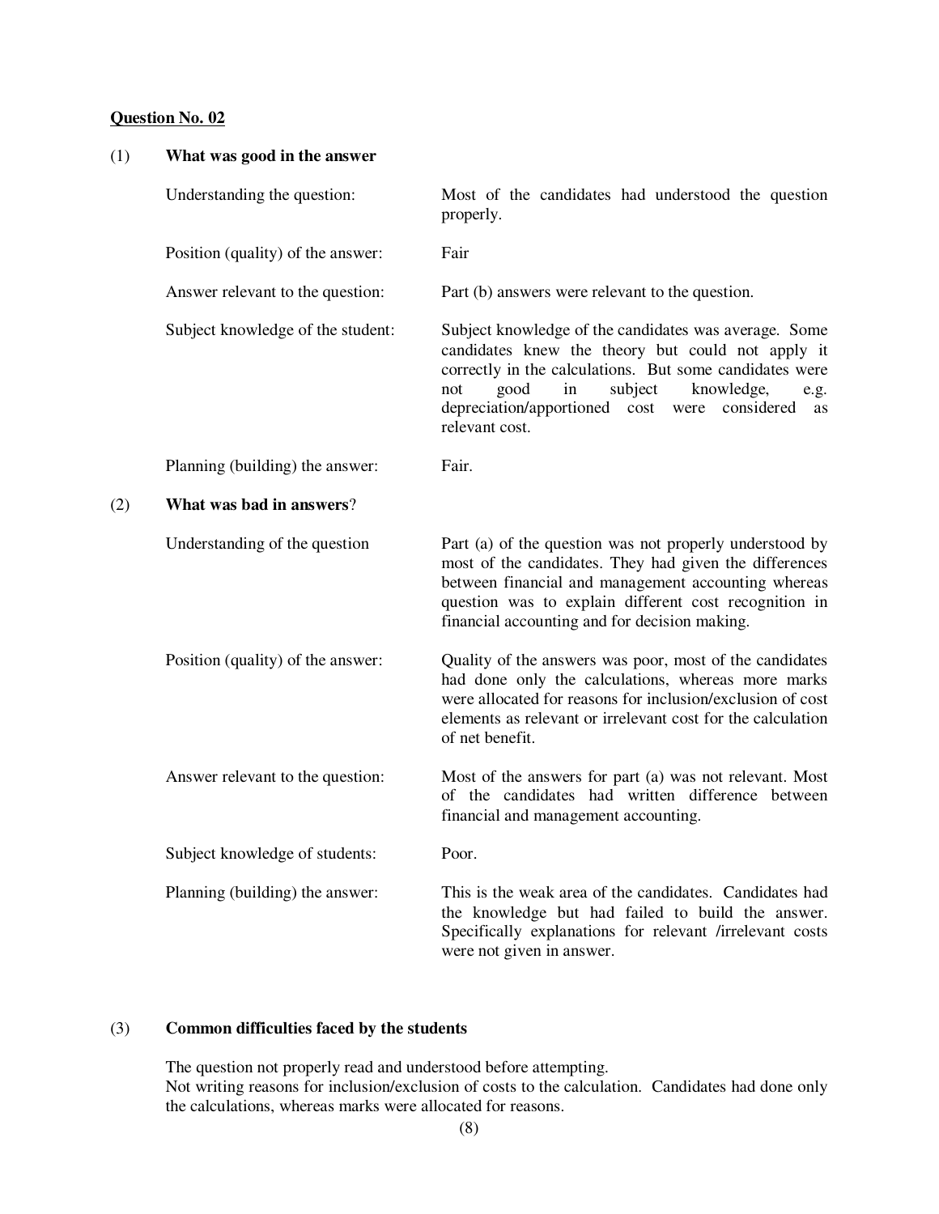**Question No. 02**

(1) **What was good in the answer**

| | |
|---|---|
| Understanding the question: | Most of the candidates had understood the question properly. |
| Position (quality) of the answer: | Fair |
| Answer relevant to the question: | Part (b) answers were relevant to the question. |
| Subject knowledge of the student: | Subject knowledge of the candidates was average. Some candidates knew the theory but could not apply it correctly in the calculations. But some candidates were not good in subject knowledge, e.g. depreciation/apportioned cost were considered as relevant cost. |
| Planning (building) the answer: | Fair. |

(2) **What was bad in answers**?

| | |
|---|---|
| Understanding of the question | Part (a) of the question was not properly understood by most of the candidates. They had given the differences between financial and management accounting whereas question was to explain different cost recognition in financial accounting and for decision making. |
| Position (quality) of the answer: | Quality of the answers was poor, most of the candidates had done only the calculations, whereas more marks were allocated for reasons for inclusion/exclusion of cost elements as relevant or irrelevant cost for the calculation of net benefit. |
| Answer relevant to the question: | Most of the answers for part (a) was not relevant. Most of the candidates had written difference between financial and management accounting. |
| Subject knowledge of students: | Poor. |
| Planning (building) the answer: | This is the weak area of the candidates. Candidates had the knowledge but had failed to build the answer. Specifically explanations for relevant /irrelevant costs were not given in answer. |

(3) **Common difficulties faced by the students**

The question not properly read and understood before attempting.
Not writing reasons for inclusion/exclusion of costs to the calculation. Candidates had done only the calculations, whereas marks were allocated for reasons.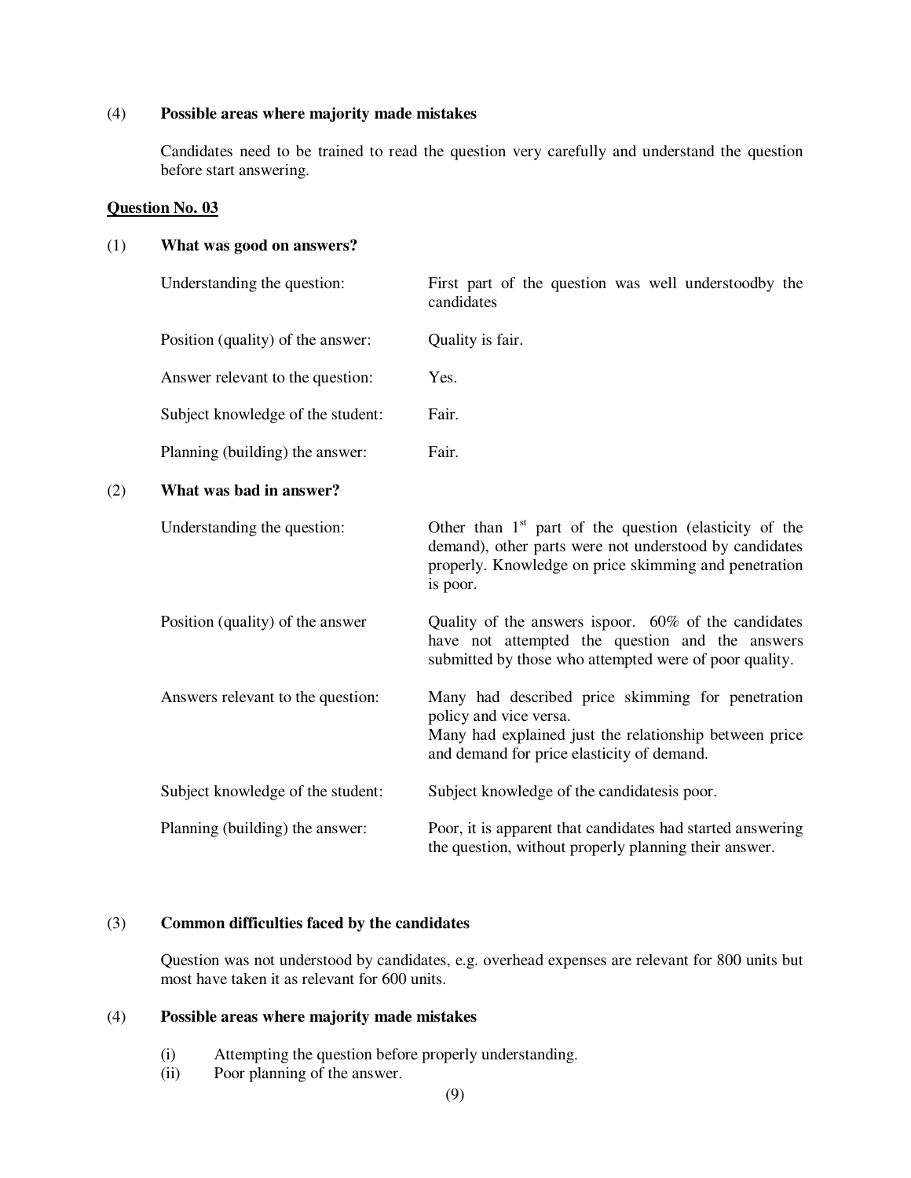(4) **Possible areas where majority made mistakes**

Candidates need to be trained to read the question very carefully and understand the question before start answering.

**Question No. 03**

(1) **What was good on answers?**

| | |
|---|---|
| Understanding the question: | First part of the question was well understoodby the candidates |
| Position (quality) of the answer: | Quality is fair. |
| Answer relevant to the question: | Yes. |
| Subject knowledge of the student: | Fair. |
| Planning (building) the answer: | Fair. |

(2) **What was bad in answer?**

| | |
|---|---|
| Understanding the question: | Other than 1st part of the question (elasticity of the demand), other parts were not understood by candidates properly. Knowledge on price skimming and penetration is poor. |
| Position (quality) of the answer | Quality of the answers ispoor. 60% of the candidates have not attempted the question and the answers submitted by those who attempted were of poor quality. |
| Answers relevant to the question: | Many had described price skimming for penetration policy and vice versa.<br>Many had explained just the relationship between price and demand for price elasticity of demand. |
| Subject knowledge of the student: | Subject knowledge of the candidatesis poor. |
| Planning (building) the answer: | Poor, it is apparent that candidates had started answering the question, without properly planning their answer. |

(3) **Common difficulties faced by the candidates**

Question was not understood by candidates, e.g. overhead expenses are relevant for 800 units but most have taken it as relevant for 600 units.

(4) **Possible areas where majority made mistakes**

(i) Attempting the question before properly understanding.
(ii) Poor planning of the answer.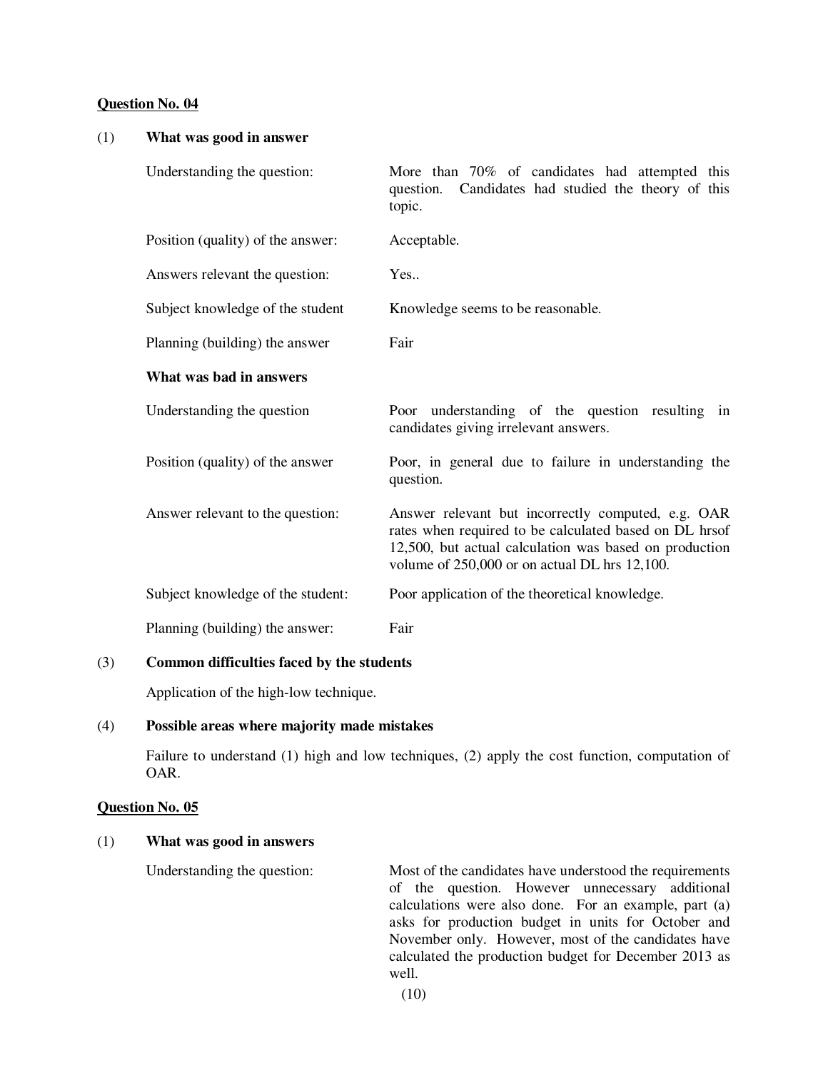**Question No. 04**

(1) **What was good in answer**

| | |
|---|---|
| Understanding the question: | More than 70% of candidates had attempted this question. Candidates had studied the theory of this topic. |
| Position (quality) of the answer: | Acceptable. |
| Answers relevant the question: | Yes.. |
| Subject knowledge of the student | Knowledge seems to be reasonable. |
| Planning (building) the answer | Fair |

**What was bad in answers**

| | |
|---|---|
| Understanding the question | Poor understanding of the question resulting in candidates giving irrelevant answers. |
| Position (quality) of the answer | Poor, in general due to failure in understanding the question. |
| Answer relevant to the question: | Answer relevant but incorrectly computed, e.g. OAR rates when required to be calculated based on DL hrsof 12,500, but actual calculation was based on production volume of 250,000 or on actual DL hrs 12,100. |
| Subject knowledge of the student: | Poor application of the theoretical knowledge. |
| Planning (building) the answer: | Fair |

(3) **Common difficulties faced by the students**

Application of the high-low technique.

(4) **Possible areas where majority made mistakes**

Failure to understand (1) high and low techniques, (2) apply the cost function, computation of OAR.

**Question No. 05**

(1) **What was good in answers**

| | |
|---|---|
| Understanding the question: | Most of the candidates have understood the requirements of the question. However unnecessary additional calculations were also done. For an example, part (a) asks for production budget in units for October and November only. However, most of the candidates have calculated the production budget for December 2013 as well. |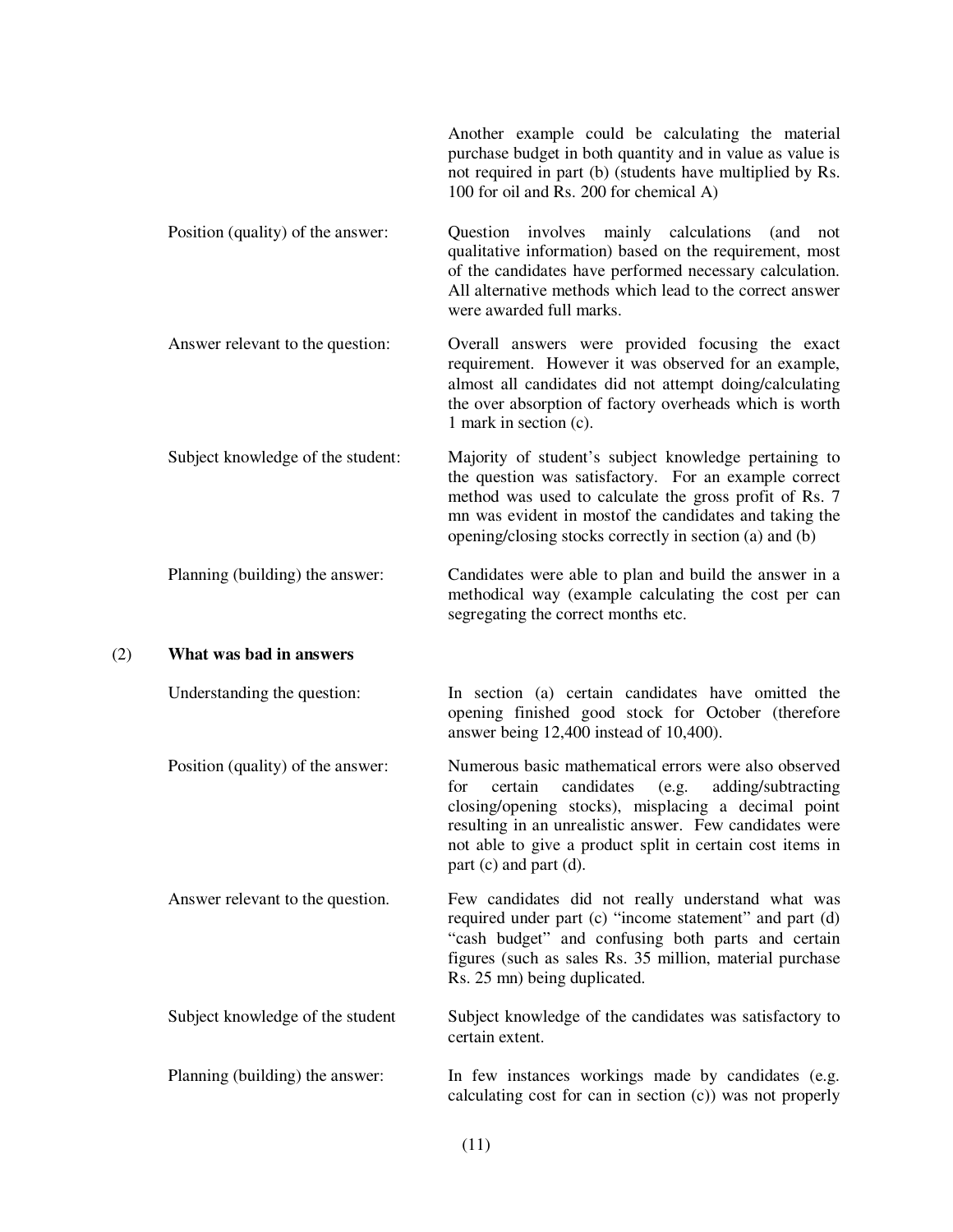Another example could be calculating the material purchase budget in both quantity and in value as value is not required in part (b) (students have multiplied by Rs. 100 for oil and Rs. 200 for chemical A)

**Position (quality) of the answer:** Question involves mainly calculations (and not qualitative information) based on the requirement, most of the candidates have performed necessary calculation. All alternative methods which lead to the correct answer were awarded full marks.

**Answer relevant to the question:** Overall answers were provided focusing the exact requirement. However it was observed for an example, almost all candidates did not attempt doing/calculating the over absorption of factory overheads which is worth 1 mark in section (c).

**Subject knowledge of the student:** Majority of student's subject knowledge pertaining to the question was satisfactory. For an example correct method was used to calculate the gross profit of Rs. 7 mn was evident in mostof the candidates and taking the opening/closing stocks correctly in section (a) and (b)

**Planning (building) the answer:** Candidates were able to plan and build the answer in a methodical way (example calculating the cost per can segregating the correct months etc.

(2) **What was bad in answers**

**Understanding the question:** In section (a) certain candidates have omitted the opening finished good stock for October (therefore answer being 12,400 instead of 10,400).

**Position (quality) of the answer:** Numerous basic mathematical errors were also observed for certain candidates (e.g. adding/subtracting closing/opening stocks), misplacing a decimal point resulting in an unrealistic answer. Few candidates were not able to give a product split in certain cost items in part (c) and part (d).

**Answer relevant to the question.** Few candidates did not really understand what was required under part (c) "income statement" and part (d) "cash budget" and confusing both parts and certain figures (such as sales Rs. 35 million, material purchase Rs. 25 mn) being duplicated.

**Subject knowledge of the student** Subject knowledge of the candidates was satisfactory to certain extent.

**Planning (building) the answer:** In few instances workings made by candidates (e.g. calculating cost for can in section (c)) was not properly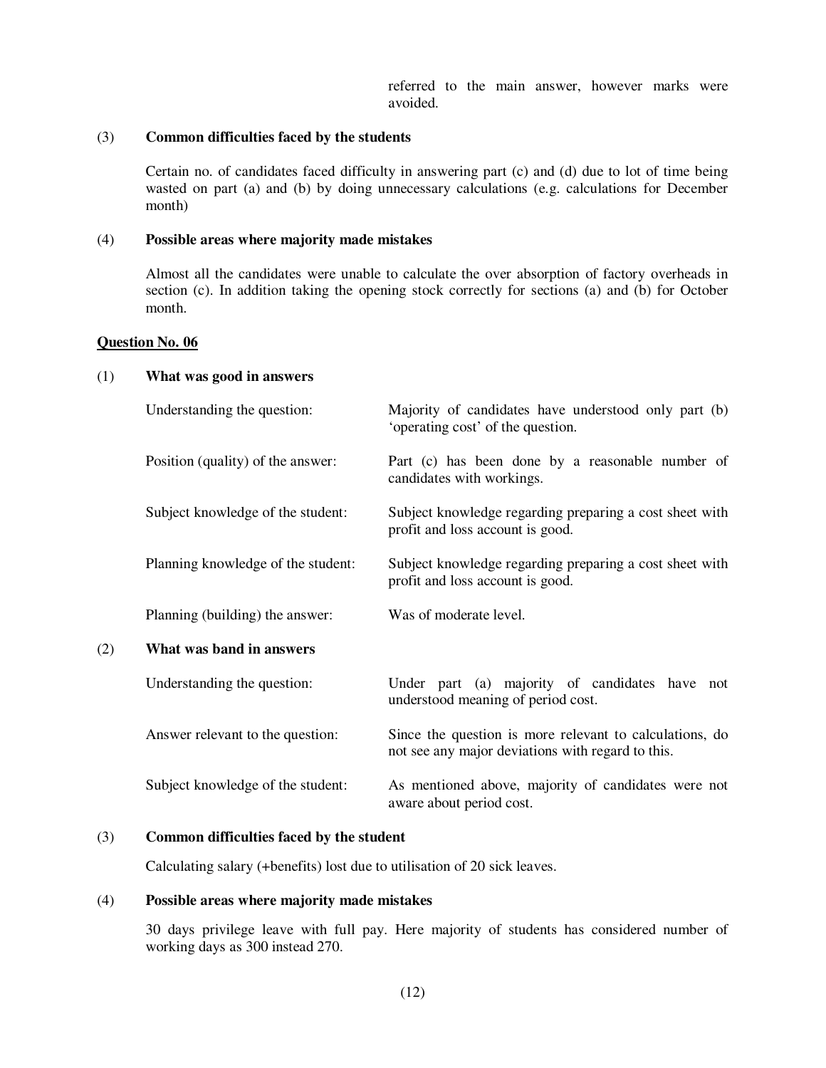|  | referred to the main answer, however marks were avoided. |
| --- | --- |

(3) **Common difficulties faced by the students**

Certain no. of candidates faced difficulty in answering part (c) and (d) due to lot of time being wasted on part (a) and (b) by doing unnecessary calculations (e.g. calculations for December month)

(4) **Possible areas where majority made mistakes**

Almost all the candidates were unable to calculate the over absorption of factory overheads in section (c). In addition taking the opening stock correctly for sections (a) and (b) for October month.

**Question No. 06**

(1) **What was good in answers**

| | |
| --- | --- |
| Understanding the question: | Majority of candidates have understood only part (b) 'operating cost' of the question. |
| Position (quality) of the answer: | Part (c) has been done by a reasonable number of candidates with workings. |
| Subject knowledge of the student: | Subject knowledge regarding preparing a cost sheet with profit and loss account is good. |
| Planning knowledge of the student: | Subject knowledge regarding preparing a cost sheet with profit and loss account is good. |
| Planning (building) the answer: | Was of moderate level. |

(2) **What was band in answers**

| | |
| --- | --- |
| Understanding the question: | Under part (a) majority of candidates have not understood meaning of period cost. |
| Answer relevant to the question: | Since the question is more relevant to calculations, do not see any major deviations with regard to this. |
| Subject knowledge of the student: | As mentioned above, majority of candidates were not aware about period cost. |

(3) **Common difficulties faced by the student**

Calculating salary (+benefits) lost due to utilisation of 20 sick leaves.

(4) **Possible areas where majority made mistakes**

30 days privilege leave with full pay. Here majority of students has considered number of working days as 300 instead 270.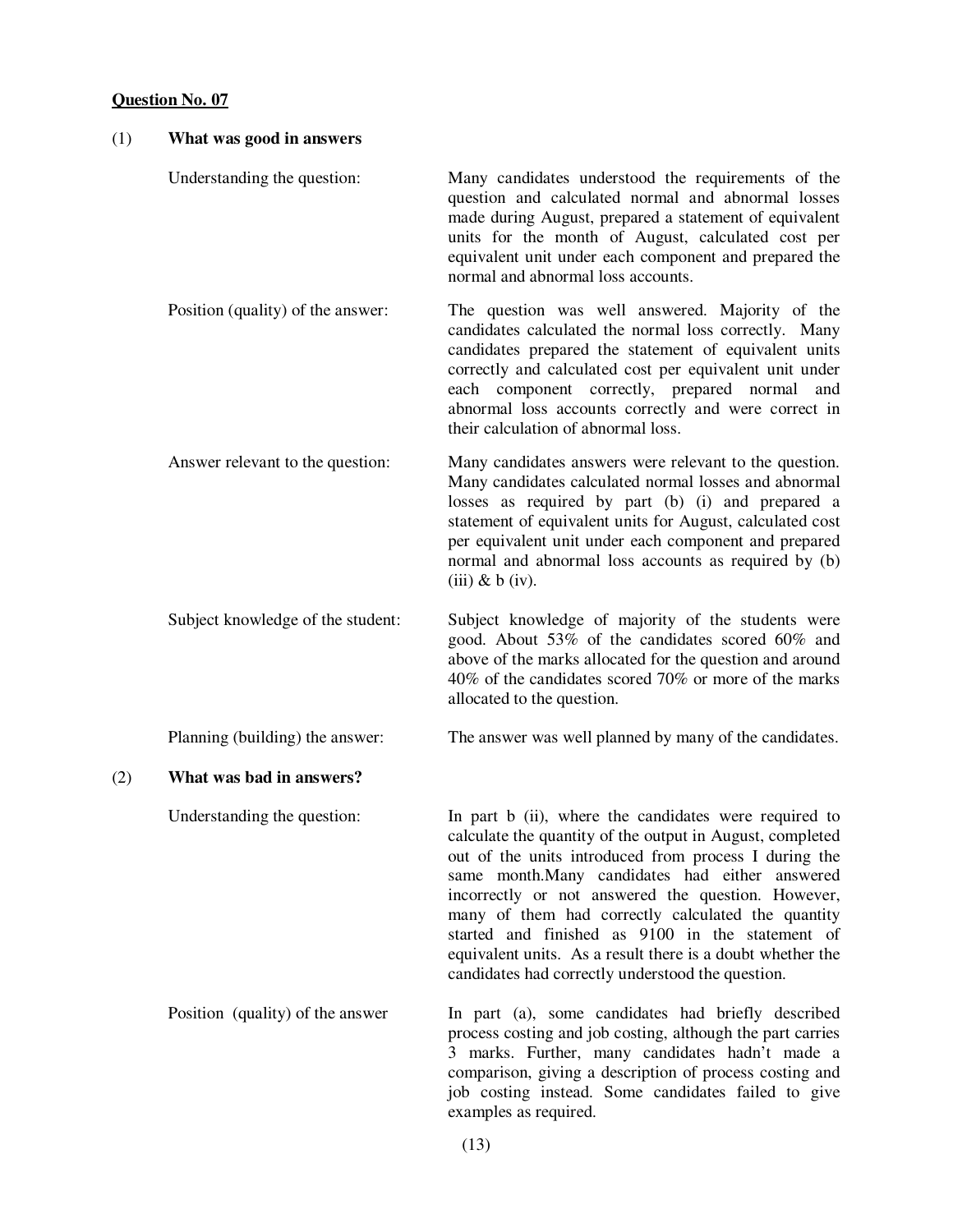**Question No. 07**

(1) **What was good in answers**

| | |
|---|---|
| Understanding the question: | Many candidates understood the requirements of the question and calculated normal and abnormal losses made during August, prepared a statement of equivalent units for the month of August, calculated cost per equivalent unit under each component and prepared the normal and abnormal loss accounts. |
| Position (quality) of the answer: | The question was well answered. Majority of the candidates calculated the normal loss correctly. Many candidates prepared the statement of equivalent units correctly and calculated cost per equivalent unit under each component correctly, prepared normal and abnormal loss accounts correctly and were correct in their calculation of abnormal loss. |
| Answer relevant to the question: | Many candidates answers were relevant to the question. Many candidates calculated normal losses and abnormal losses as required by part (b) (i) and prepared a statement of equivalent units for August, calculated cost per equivalent unit under each component and prepared normal and abnormal loss accounts as required by (b) (iii) & b (iv). |
| Subject knowledge of the student: | Subject knowledge of majority of the students were good. About 53% of the candidates scored 60% and above of the marks allocated for the question and around 40% of the candidates scored 70% or more of the marks allocated to the question. |
| Planning (building) the answer: | The answer was well planned by many of the candidates. |

(2) **What was bad in answers?**

| | |
|---|---|
| Understanding the question: | In part b (ii), where the candidates were required to calculate the quantity of the output in August, completed out of the units introduced from process I during the same month.Many candidates had either answered incorrectly or not answered the question. However, many of them had correctly calculated the quantity started and finished as 9100 in the statement of equivalent units. As a result there is a doubt whether the candidates had correctly understood the question. |
| Position (quality) of the answer | In part (a), some candidates had briefly described process costing and job costing, although the part carries 3 marks. Further, many candidates hadn't made a comparison, giving a description of process costing and job costing instead. Some candidates failed to give examples as required. |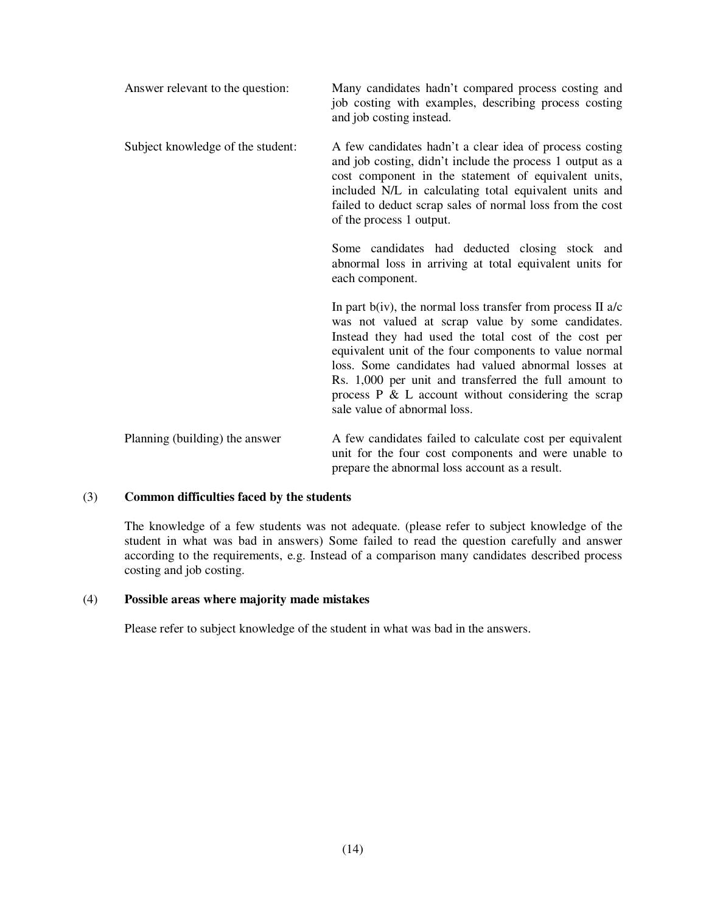| | |
|---|---|
| Answer relevant to the question: | Many candidates hadn't compared process costing and job costing with examples, describing process costing and job costing instead. |
| Subject knowledge of the student: | A few candidates hadn't a clear idea of process costing and job costing, didn't include the process 1 output as a cost component in the statement of equivalent units, included N/L in calculating total equivalent units and failed to deduct scrap sales of normal loss from the cost of the process 1 output.<br><br>Some candidates had deducted closing stock and abnormal loss in arriving at total equivalent units for each component.<br><br>In part b(iv), the normal loss transfer from process II a/c was not valued at scrap value by some candidates. Instead they had used the total cost of the cost per equivalent unit of the four components to value normal loss. Some candidates had valued abnormal losses at Rs. 1,000 per unit and transferred the full amount to process P & L account without considering the scrap sale value of abnormal loss. |
| Planning (building) the answer | A few candidates failed to calculate cost per equivalent unit for the four cost components and were unable to prepare the abnormal loss account as a result. |

(3) **Common difficulties faced by the students**

The knowledge of a few students was not adequate. (please refer to subject knowledge of the student in what was bad in answers) Some failed to read the question carefully and answer according to the requirements, e.g. Instead of a comparison many candidates described process costing and job costing.

(4) **Possible areas where majority made mistakes**

Please refer to subject knowledge of the student in what was bad in the answers.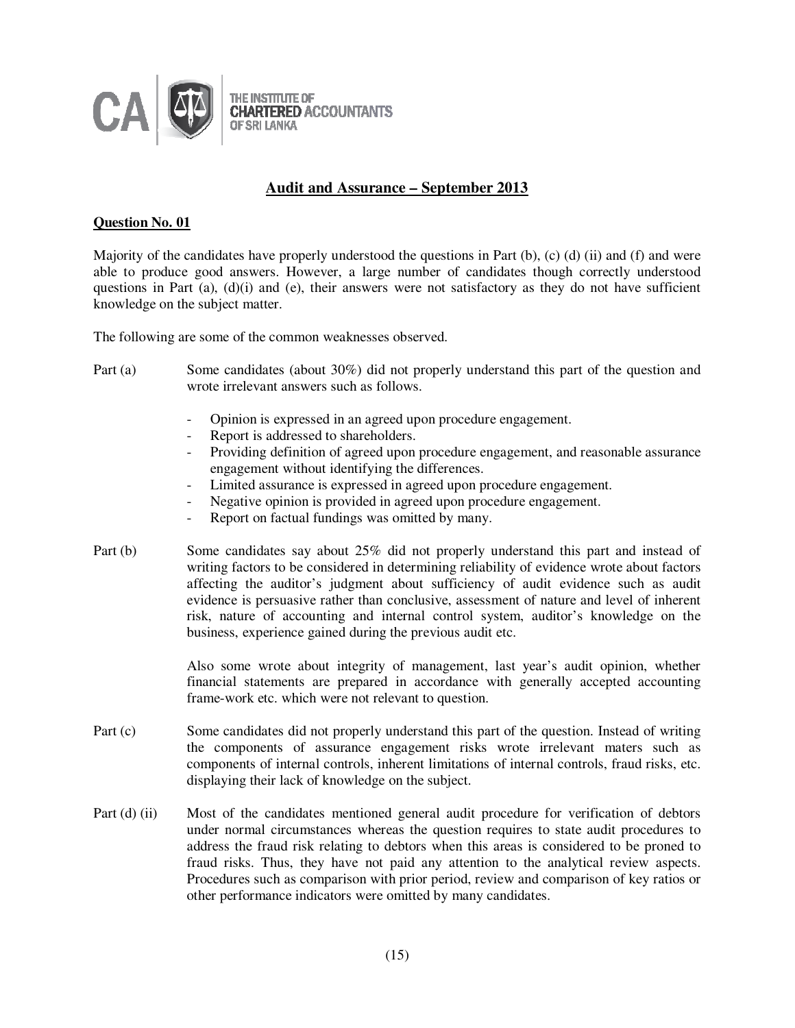THE INSTITUTE OF CHARTERED ACCOUNTANTS OF SRI LANKA

## Audit and Assurance – September 2013

### Question No. 01

Majority of the candidates have properly understood the questions in Part (b), (c) (d) (ii) and (f) and were able to produce good answers. However, a large number of candidates though correctly understood questions in Part (a), (d)(i) and (e), their answers were not satisfactory as they do not have sufficient knowledge on the subject matter.

The following are some of the common weaknesses observed.

**Part (a)** Some candidates (about 30%) did not properly understand this part of the question and wrote irrelevant answers such as follows.

- Opinion is expressed in an agreed upon procedure engagement.
- Report is addressed to shareholders.
- Providing definition of agreed upon procedure engagement, and reasonable assurance engagement without identifying the differences.
- Limited assurance is expressed in agreed upon procedure engagement.
- Negative opinion is provided in agreed upon procedure engagement.
- Report on factual fundings was omitted by many.

**Part (b)** Some candidates say about 25% did not properly understand this part and instead of writing factors to be considered in determining reliability of evidence wrote about factors affecting the auditor's judgment about sufficiency of audit evidence such as audit evidence is persuasive rather than conclusive, assessment of nature and level of inherent risk, nature of accounting and internal control system, auditor's knowledge on the business, experience gained during the previous audit etc.

Also some wrote about integrity of management, last year's audit opinion, whether financial statements are prepared in accordance with generally accepted accounting frame-work etc. which were not relevant to question.

**Part (c)** Some candidates did not properly understand this part of the question. Instead of writing the components of assurance engagement risks wrote irrelevant maters such as components of internal controls, inherent limitations of internal controls, fraud risks, etc. displaying their lack of knowledge on the subject.

**Part (d) (ii)** Most of the candidates mentioned general audit procedure for verification of debtors under normal circumstances whereas the question requires to state audit procedures to address the fraud risk relating to debtors when this areas is considered to be proned to fraud risks. Thus, they have not paid any attention to the analytical review aspects. Procedures such as comparison with prior period, review and comparison of key ratios or other performance indicators were omitted by many candidates.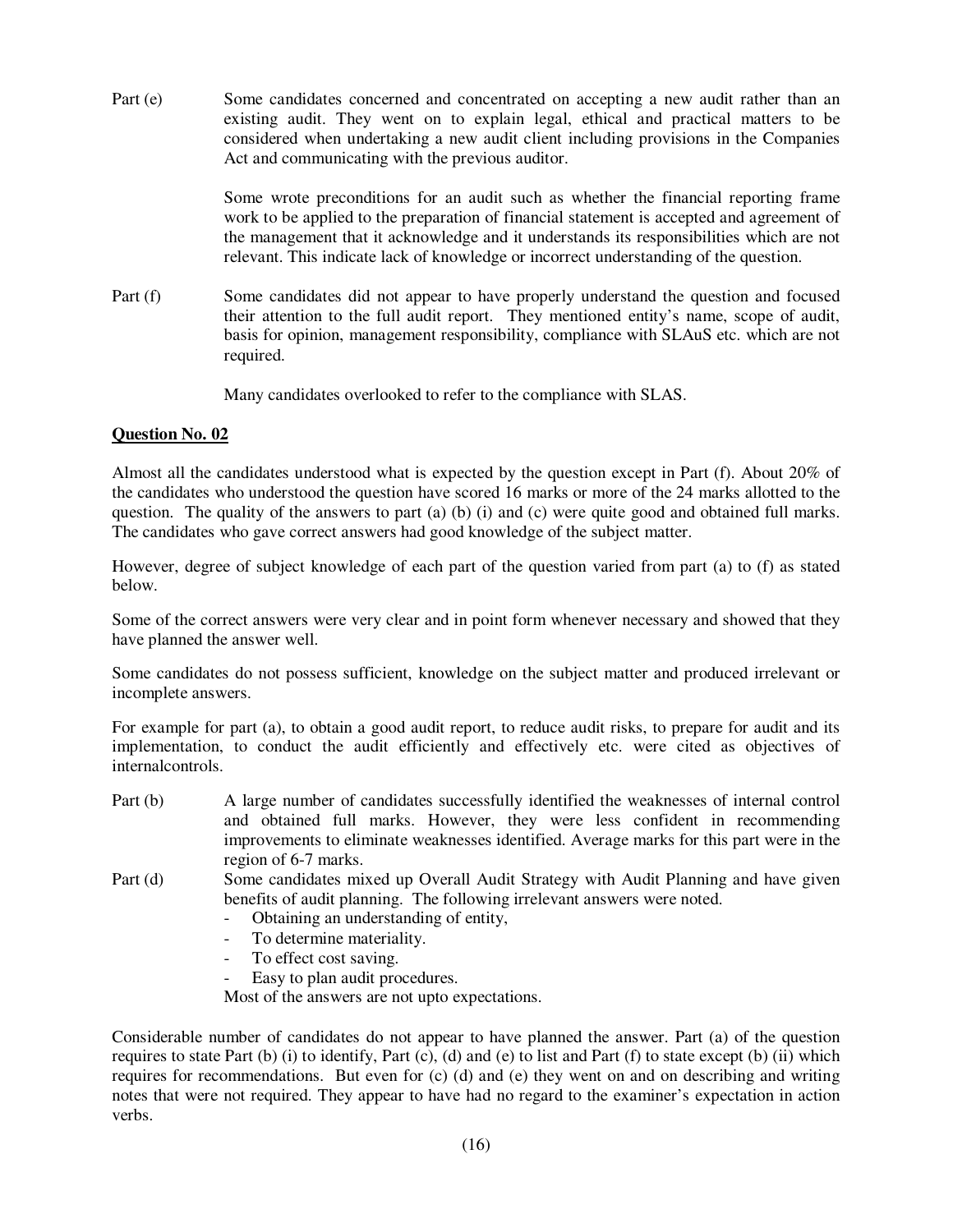Part (e) Some candidates concerned and concentrated on accepting a new audit rather than an existing audit. They went on to explain legal, ethical and practical matters to be considered when undertaking a new audit client including provisions in the Companies Act and communicating with the previous auditor.

Some wrote preconditions for an audit such as whether the financial reporting frame work to be applied to the preparation of financial statement is accepted and agreement of the management that it acknowledge and it understands its responsibilities which are not relevant. This indicate lack of knowledge or incorrect understanding of the question.

Part (f) Some candidates did not appear to have properly understand the question and focused their attention to the full audit report. They mentioned entity's name, scope of audit, basis for opinion, management responsibility, compliance with SLAuS etc. which are not required.

Many candidates overlooked to refer to the compliance with SLAS.

**Question No. 02**

Almost all the candidates understood what is expected by the question except in Part (f). About 20% of the candidates who understood the question have scored 16 marks or more of the 24 marks allotted to the question. The quality of the answers to part (a) (b) (i) and (c) were quite good and obtained full marks. The candidates who gave correct answers had good knowledge of the subject matter.

However, degree of subject knowledge of each part of the question varied from part (a) to (f) as stated below.

Some of the correct answers were very clear and in point form whenever necessary and showed that they have planned the answer well.

Some candidates do not possess sufficient, knowledge on the subject matter and produced irrelevant or incomplete answers.

For example for part (a), to obtain a good audit report, to reduce audit risks, to prepare for audit and its implementation, to conduct the audit efficiently and effectively etc. were cited as objectives of internalcontrols.

Part (b) A large number of candidates successfully identified the weaknesses of internal control and obtained full marks. However, they were less confident in recommending improvements to eliminate weaknesses identified. Average marks for this part were in the region of 6-7 marks.

Part (d) Some candidates mixed up Overall Audit Strategy with Audit Planning and have given benefits of audit planning. The following irrelevant answers were noted.

- Obtaining an understanding of entity,
- To determine materiality.
- To effect cost saving.
- Easy to plan audit procedures.

Most of the answers are not upto expectations.

Considerable number of candidates do not appear to have planned the answer. Part (a) of the question requires to state Part (b) (i) to identify, Part (c), (d) and (e) to list and Part (f) to state except (b) (ii) which requires for recommendations. But even for (c) (d) and (e) they went on and on describing and writing notes that were not required. They appear to have had no regard to the examiner's expectation in action verbs.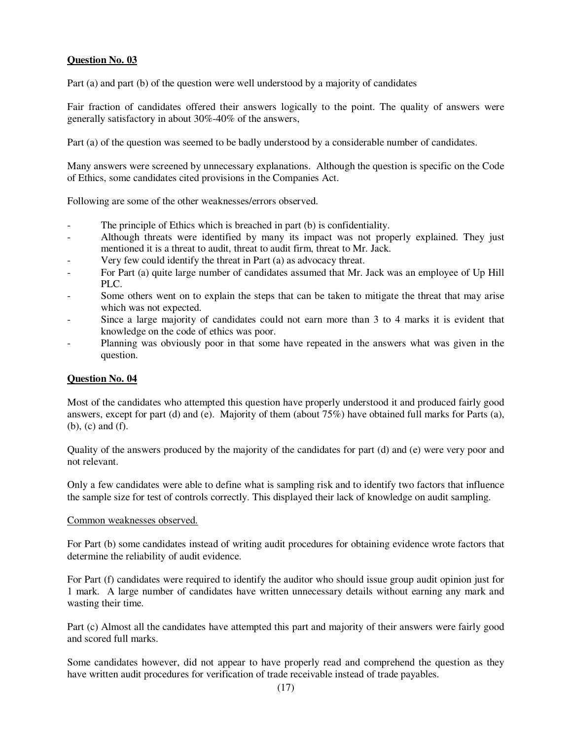**Question No. 03**

Part (a) and part (b) of the question were well understood by a majority of candidates

Fair fraction of candidates offered their answers logically to the point. The quality of answers were generally satisfactory in about 30%-40% of the answers,

Part (a) of the question was seemed to be badly understood by a considerable number of candidates.

Many answers were screened by unnecessary explanations. Although the question is specific on the Code of Ethics, some candidates cited provisions in the Companies Act.

Following are some of the other weaknesses/errors observed.

- The principle of Ethics which is breached in part (b) is confidentiality.
- Although threats were identified by many its impact was not properly explained. They just mentioned it is a threat to audit, threat to audit firm, threat to Mr. Jack.
- Very few could identify the threat in Part (a) as advocacy threat.
- For Part (a) quite large number of candidates assumed that Mr. Jack was an employee of Up Hill PLC.
- Some others went on to explain the steps that can be taken to mitigate the threat that may arise which was not expected.
- Since a large majority of candidates could not earn more than 3 to 4 marks it is evident that knowledge on the code of ethics was poor.
- Planning was obviously poor in that some have repeated in the answers what was given in the question.

**Question No. 04**

Most of the candidates who attempted this question have properly understood it and produced fairly good answers, except for part (d) and (e). Majority of them (about 75%) have obtained full marks for Parts (a), (b), (c) and (f).

Quality of the answers produced by the majority of the candidates for part (d) and (e) were very poor and not relevant.

Only a few candidates were able to define what is sampling risk and to identify two factors that influence the sample size for test of controls correctly. This displayed their lack of knowledge on audit sampling.

Common weaknesses observed.

For Part (b) some candidates instead of writing audit procedures for obtaining evidence wrote factors that determine the reliability of audit evidence.

For Part (f) candidates were required to identify the auditor who should issue group audit opinion just for 1 mark. A large number of candidates have written unnecessary details without earning any mark and wasting their time.

Part (c) Almost all the candidates have attempted this part and majority of their answers were fairly good and scored full marks.

Some candidates however, did not appear to have properly read and comprehend the question as they have written audit procedures for verification of trade receivable instead of trade payables.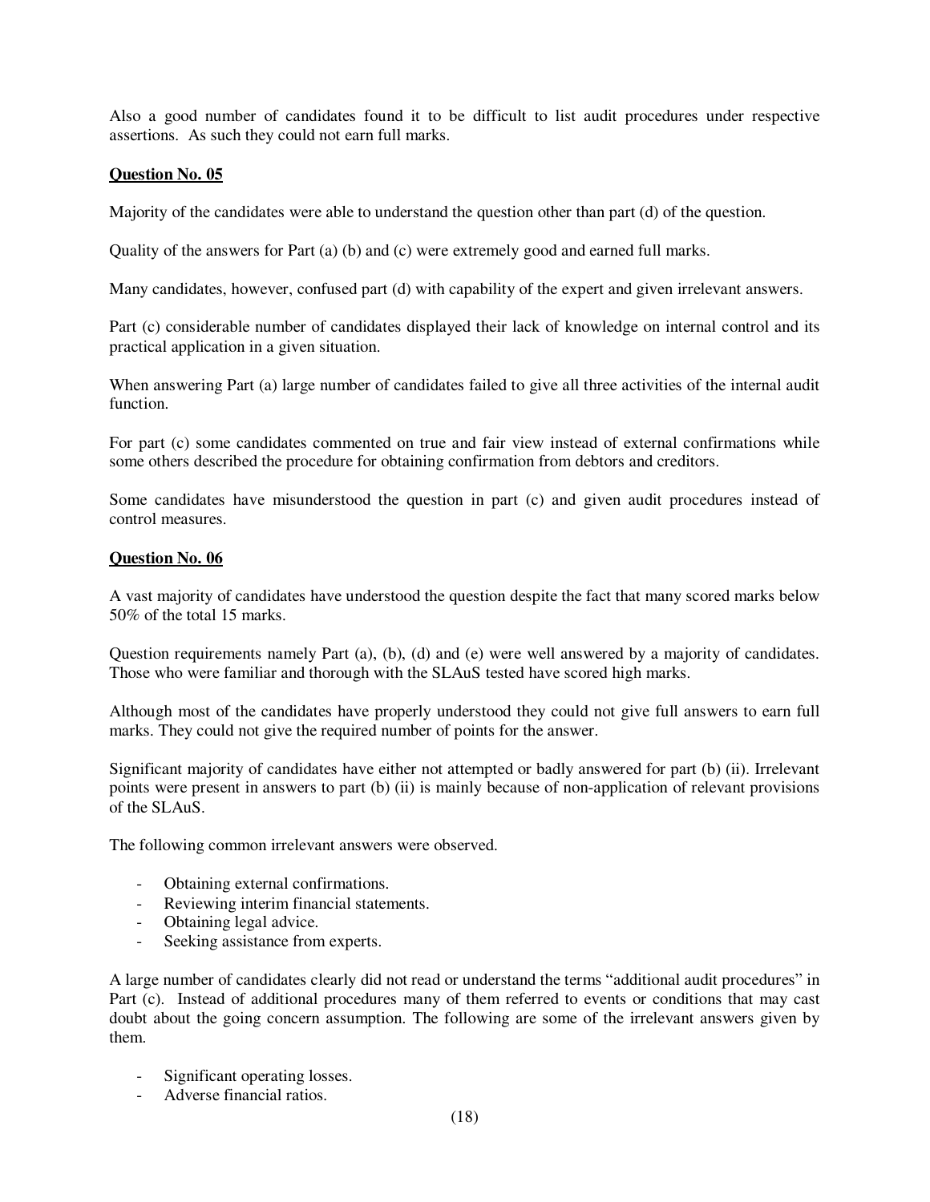Also a good number of candidates found it to be difficult to list audit procedures under respective assertions. As such they could not earn full marks.

**Question No. 05**

Majority of the candidates were able to understand the question other than part (d) of the question.

Quality of the answers for Part (a) (b) and (c) were extremely good and earned full marks.

Many candidates, however, confused part (d) with capability of the expert and given irrelevant answers.

Part (c) considerable number of candidates displayed their lack of knowledge on internal control and its practical application in a given situation.

When answering Part (a) large number of candidates failed to give all three activities of the internal audit function.

For part (c) some candidates commented on true and fair view instead of external confirmations while some others described the procedure for obtaining confirmation from debtors and creditors.

Some candidates have misunderstood the question in part (c) and given audit procedures instead of control measures.

**Question No. 06**

A vast majority of candidates have understood the question despite the fact that many scored marks below 50% of the total 15 marks.

Question requirements namely Part (a), (b), (d) and (e) were well answered by a majority of candidates. Those who were familiar and thorough with the SLAuS tested have scored high marks.

Although most of the candidates have properly understood they could not give full answers to earn full marks. They could not give the required number of points for the answer.

Significant majority of candidates have either not attempted or badly answered for part (b) (ii). Irrelevant points were present in answers to part (b) (ii) is mainly because of non-application of relevant provisions of the SLAuS.

The following common irrelevant answers were observed.

- Obtaining external confirmations.
- Reviewing interim financial statements.
- Obtaining legal advice.
- Seeking assistance from experts.

A large number of candidates clearly did not read or understand the terms "additional audit procedures" in Part (c). Instead of additional procedures many of them referred to events or conditions that may cast doubt about the going concern assumption. The following are some of the irrelevant answers given by them.

- Significant operating losses.
- Adverse financial ratios.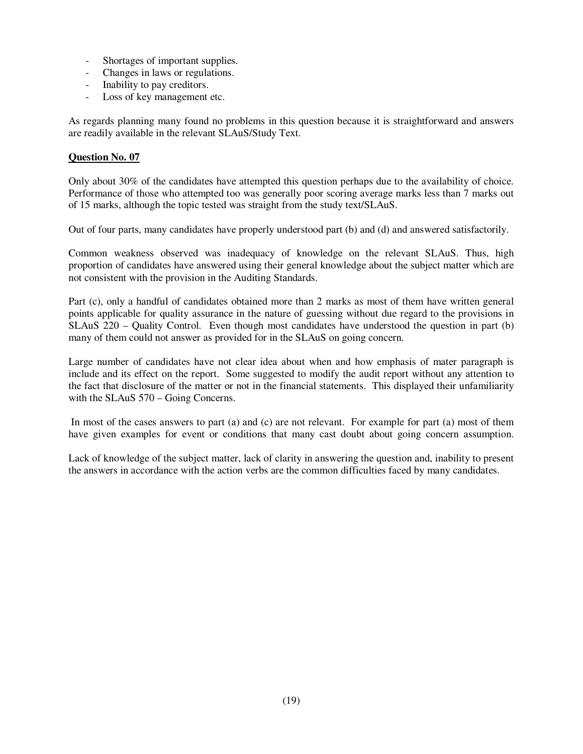- Shortages of important supplies.
- Changes in laws or regulations.
- Inability to pay creditors.
- Loss of key management etc.

As regards planning many found no problems in this question because it is straightforward and answers are readily available in the relevant SLAuS/Study Text.

**Question No. 07**

Only about 30% of the candidates have attempted this question perhaps due to the availability of choice. Performance of those who attempted too was generally poor scoring average marks less than 7 marks out of 15 marks, although the topic tested was straight from the study text/SLAuS.

Out of four parts, many candidates have properly understood part (b) and (d) and answered satisfactorily.

Common weakness observed was inadequacy of knowledge on the relevant SLAuS. Thus, high proportion of candidates have answered using their general knowledge about the subject matter which are not consistent with the provision in the Auditing Standards.

Part (c), only a handful of candidates obtained more than 2 marks as most of them have written general points applicable for quality assurance in the nature of guessing without due regard to the provisions in SLAuS 220 – Quality Control. Even though most candidates have understood the question in part (b) many of them could not answer as provided for in the SLAuS on going concern.

Large number of candidates have not clear idea about when and how emphasis of mater paragraph is include and its effect on the report. Some suggested to modify the audit report without any attention to the fact that disclosure of the matter or not in the financial statements. This displayed their unfamiliarity with the SLAuS 570 – Going Concerns.

In most of the cases answers to part (a) and (c) are not relevant. For example for part (a) most of them have given examples for event or conditions that many cast doubt about going concern assumption.

Lack of knowledge of the subject matter, lack of clarity in answering the question and, inability to present the answers in accordance with the action verbs are the common difficulties faced by many candidates.